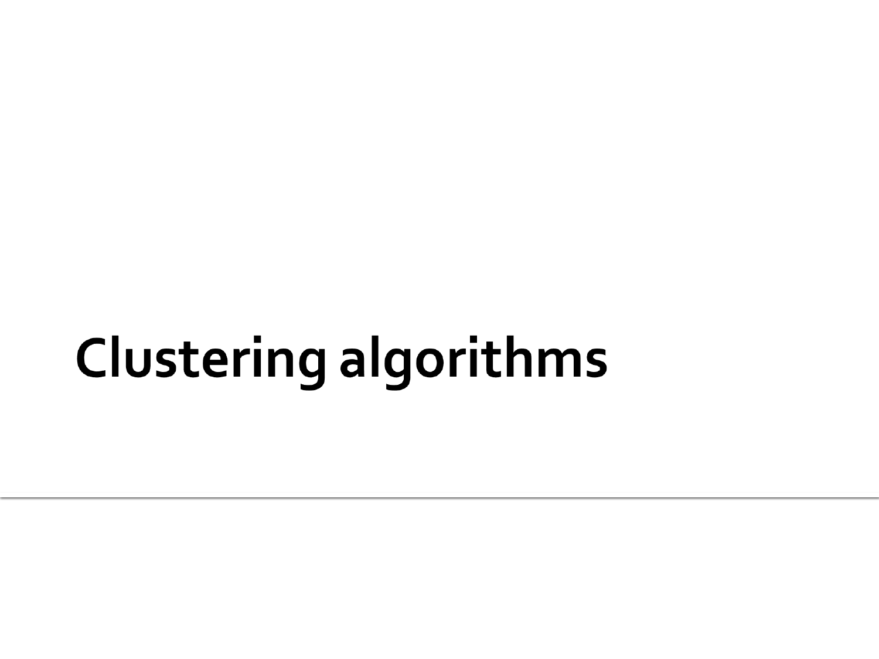# Clustering algorithms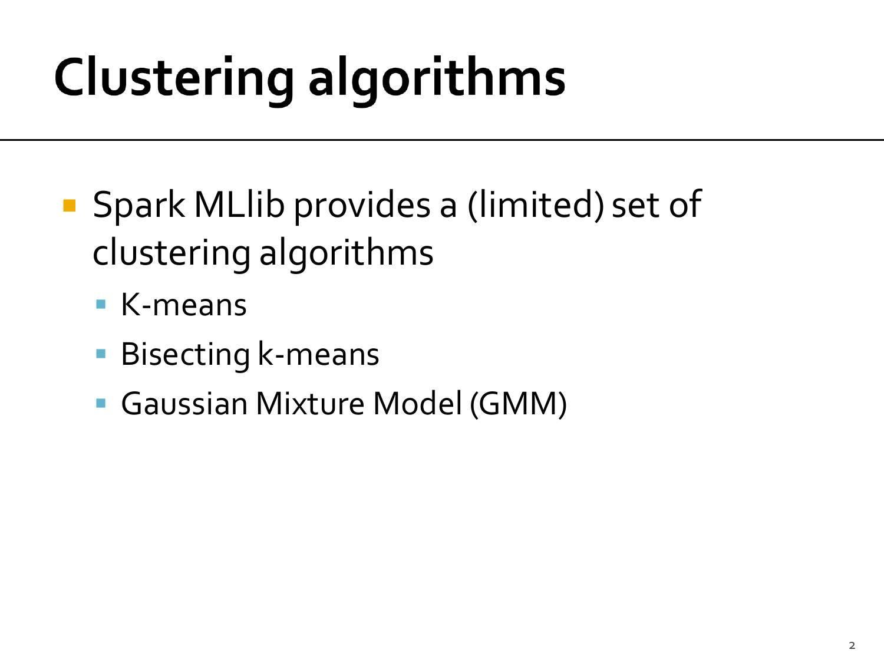# Clustering algorithms

- Spark MLlib provides a (limited) set of clustering algorithms
  - K-means
  - Bisecting k-means
  - Gaussian Mixture Model (GMM)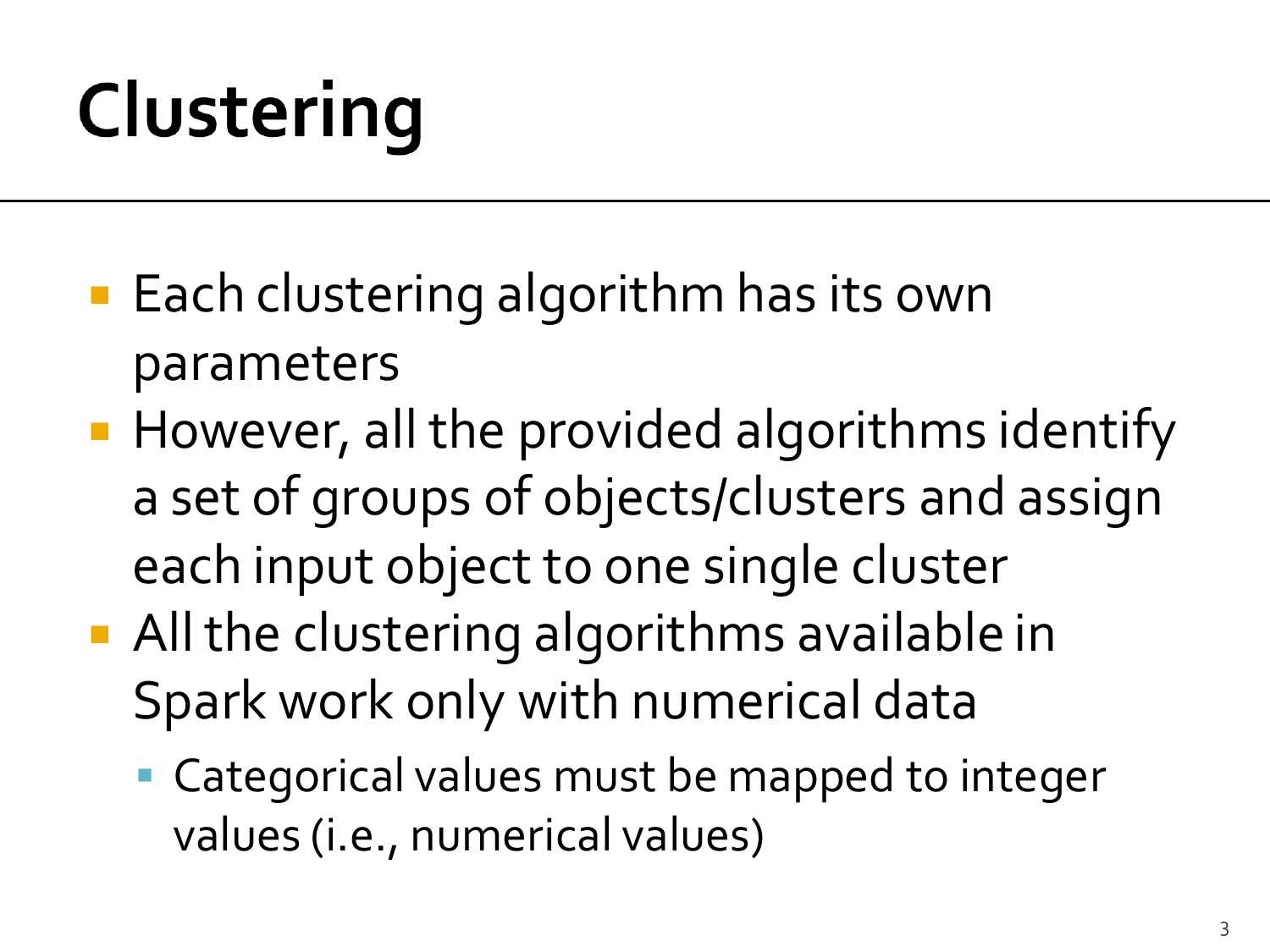# Clustering

- Each clustering algorithm has its own parameters
- However, all the provided algorithms identify a set of groups of objects/clusters and assign each input object to one single cluster
- All the clustering algorithms available in Spark work only with numerical data
  - Categorical values must be mapped to integer values (i.e., numerical values)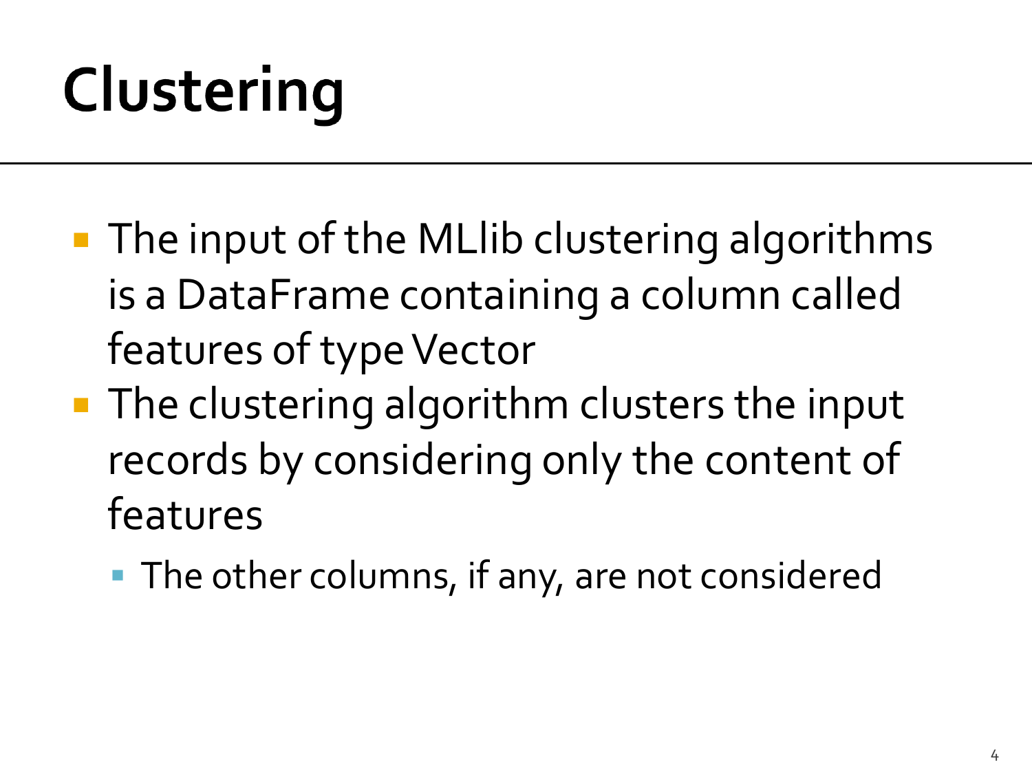# Clustering

- The input of the MLlib clustering algorithms is a DataFrame containing a column called features of type Vector
- The clustering algorithm clusters the input records by considering only the content of features
  - The other columns, if any, are not considered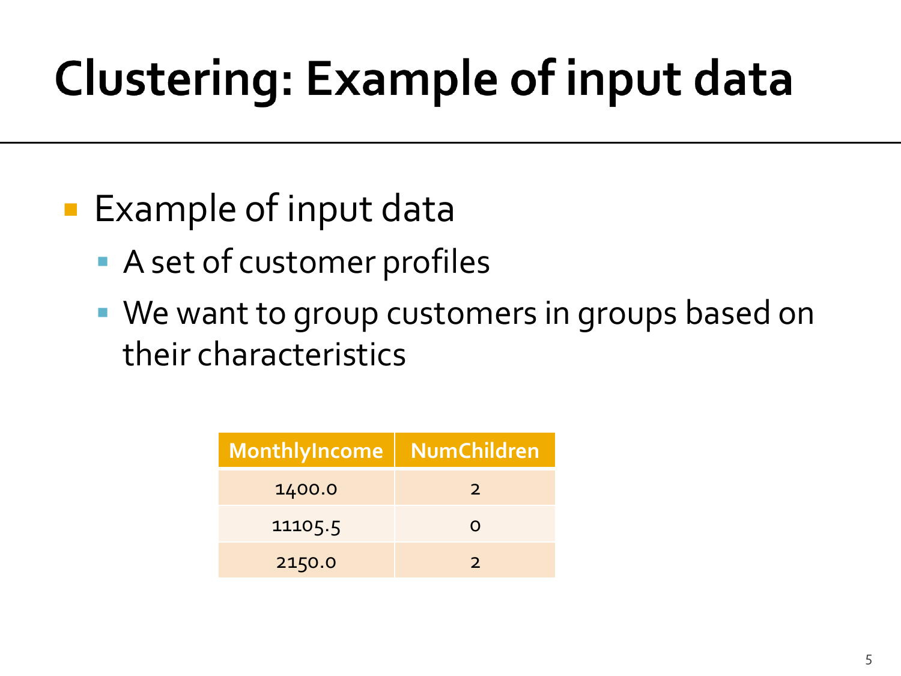# Clustering: Example of input data

- Example of input data
  - A set of customer profiles
  - We want to group customers in groups based on their characteristics

| MonthlyIncome | NumChildren |
| --- | --- |
| 1400.0 | 2 |
| 11105.5 | 0 |
| 2150.0 | 2 |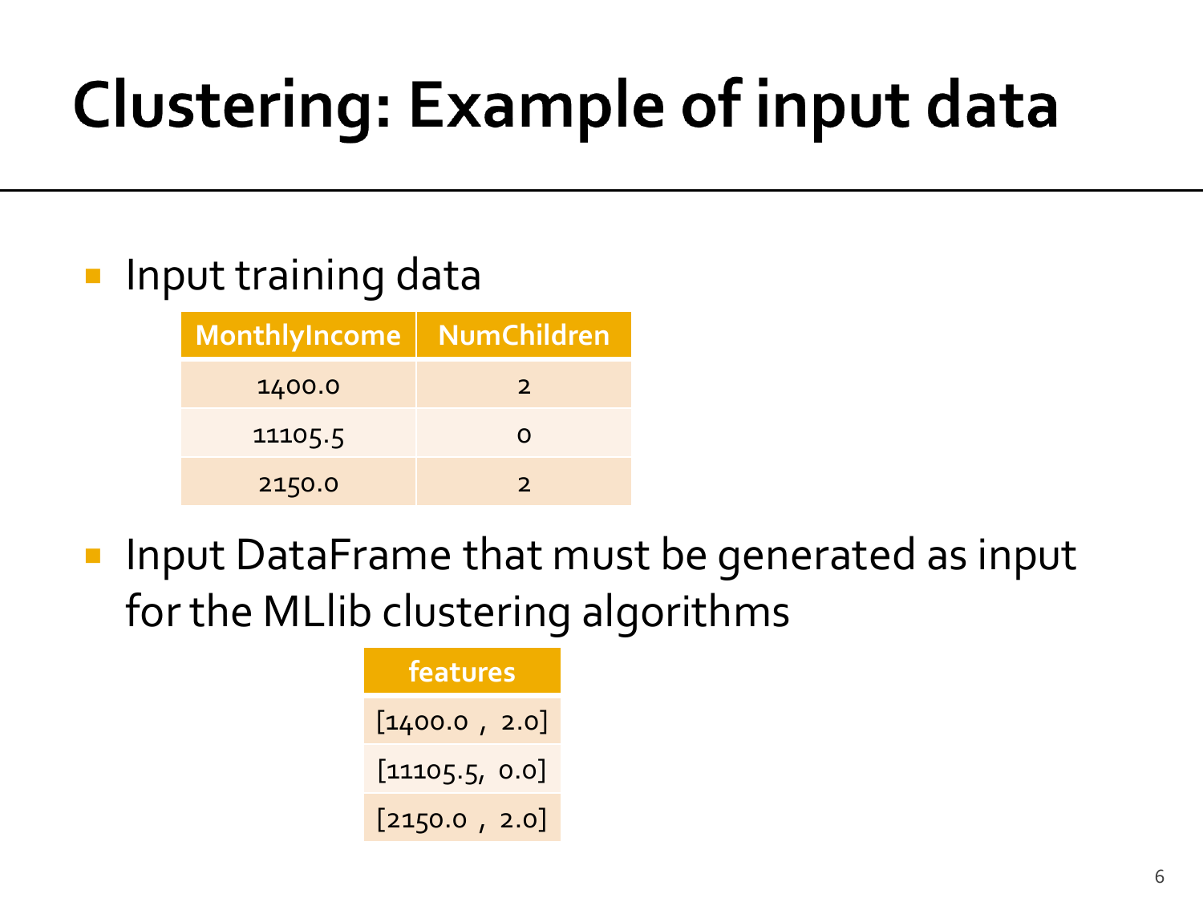# Clustering: Example of input data

- Input training data

| MonthlyIncome | NumChildren |
| --- | --- |
| 1400.0 | 2 |
| 11105.5 | 0 |
| 2150.0 | 2 |

- Input DataFrame that must be generated as input for the MLlib clustering algorithms

| features |
| --- |
| [1400.0 , 2.0] |
| [11105.5, 0.0] |
| [2150.0 , 2.0] |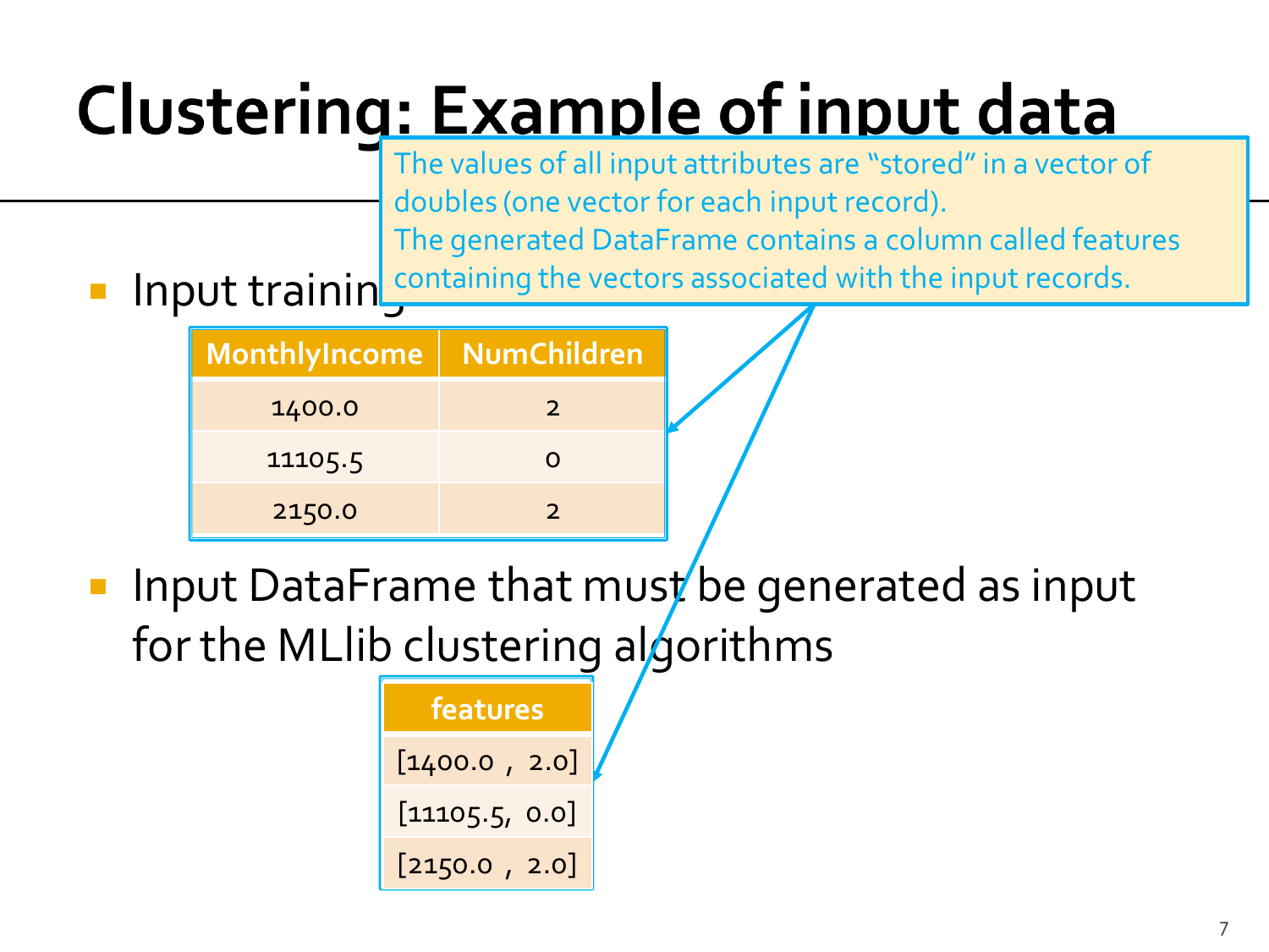# Clustering: Example of input data

- Input training data

| MonthlyIncome | NumChildren |
|---|---|
| 1400.0 | 2 |
| 11105.5 | 0 |
| 2150.0 | 2 |

- Input DataFrame that must be generated as input for the MLlib clustering algorithms

| features |
|---|
| [1400.0 , 2.0] |
| [11105.5, 0.0] |
| [2150.0 , 2.0] |

The values of all input attributes are "stored" in a vector of doubles (one vector for each input record).
The generated DataFrame contains a column called features containing the vectors associated with the input records.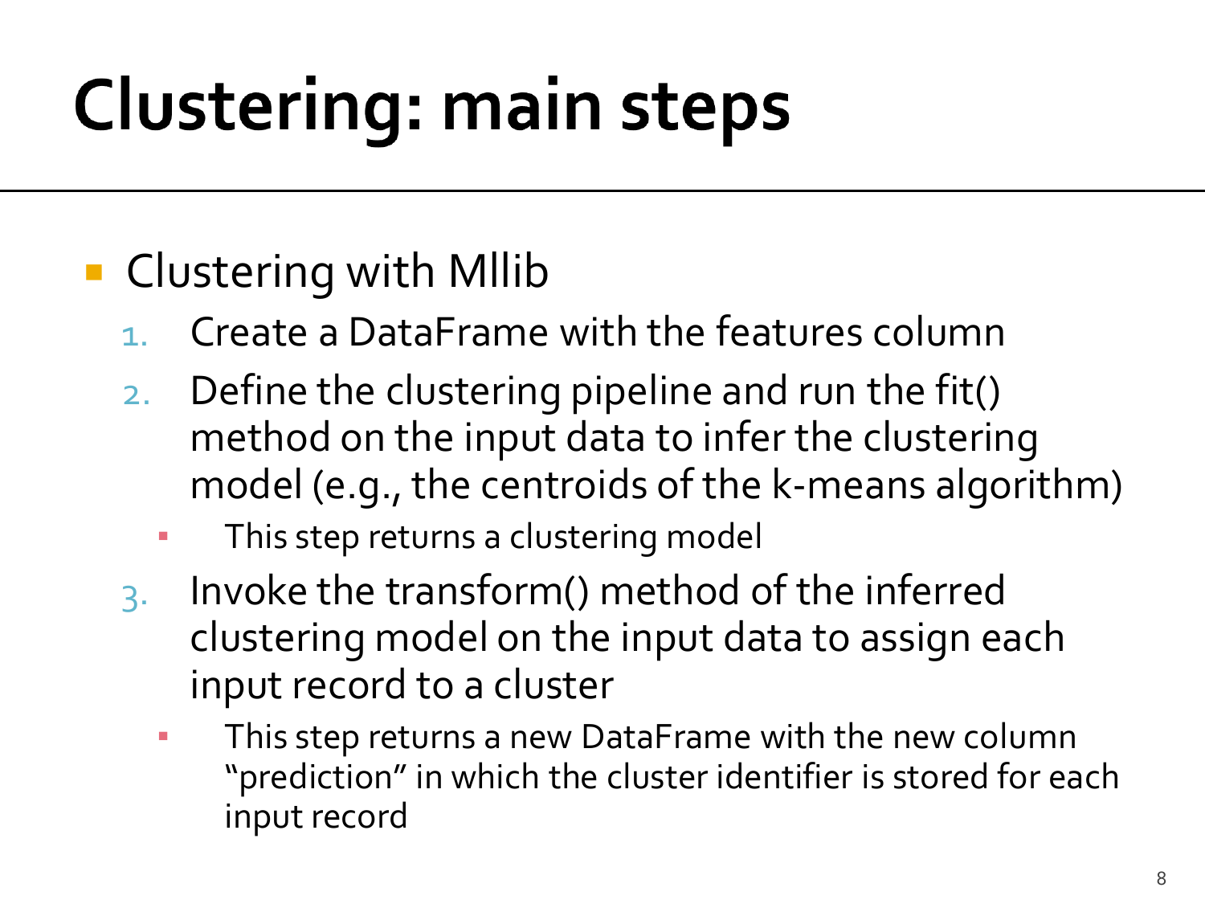# Clustering: main steps

- Clustering with Mllib
  1. Create a DataFrame with the features column
  2. Define the clustering pipeline and run the fit() method on the input data to infer the clustering model (e.g., the centroids of the k-means algorithm)
     - This step returns a clustering model
  3. Invoke the transform() method of the inferred clustering model on the input data to assign each input record to a cluster
     - This step returns a new DataFrame with the new column "prediction" in which the cluster identifier is stored for each input record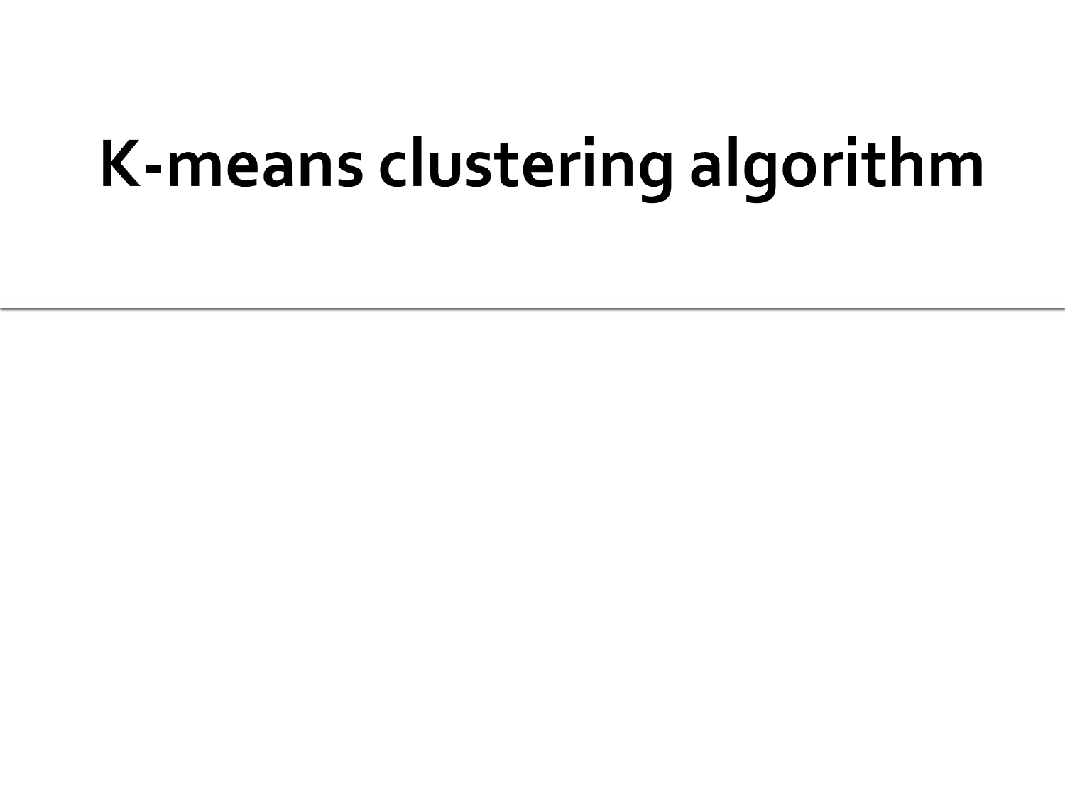# K-means clustering algorithm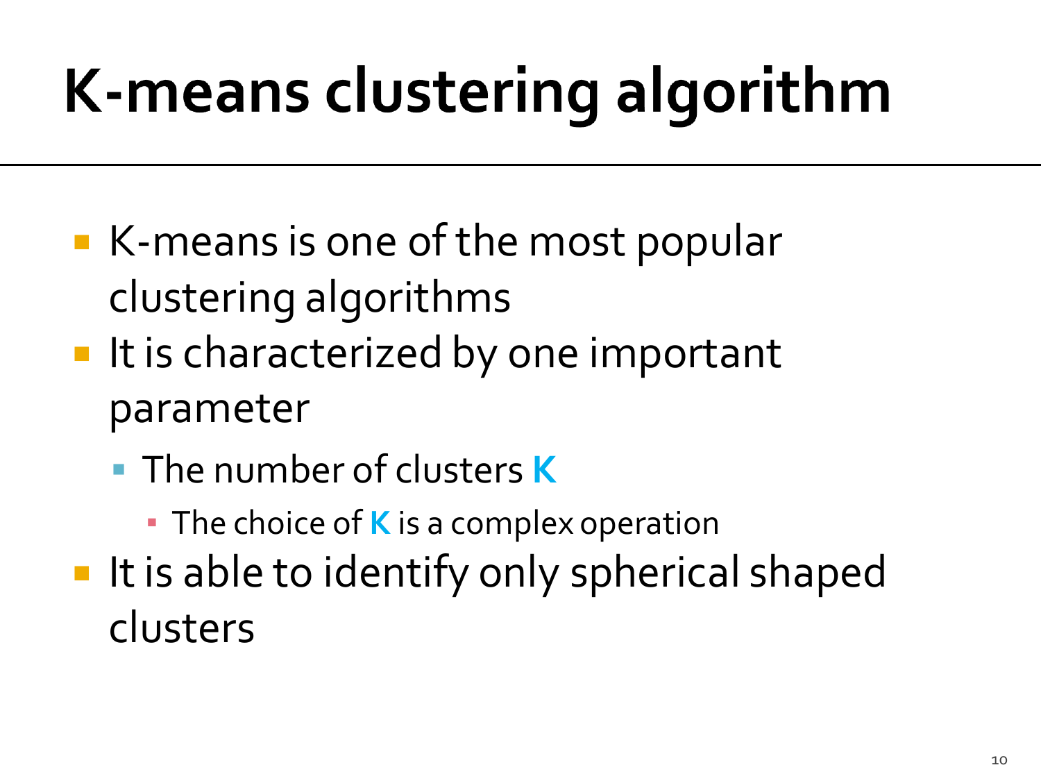# K-means clustering algorithm

- K-means is one of the most popular clustering algorithms
- It is characterized by one important parameter
  - The number of clusters **K**
    - The choice of **K** is a complex operation
- It is able to identify only spherical shaped clusters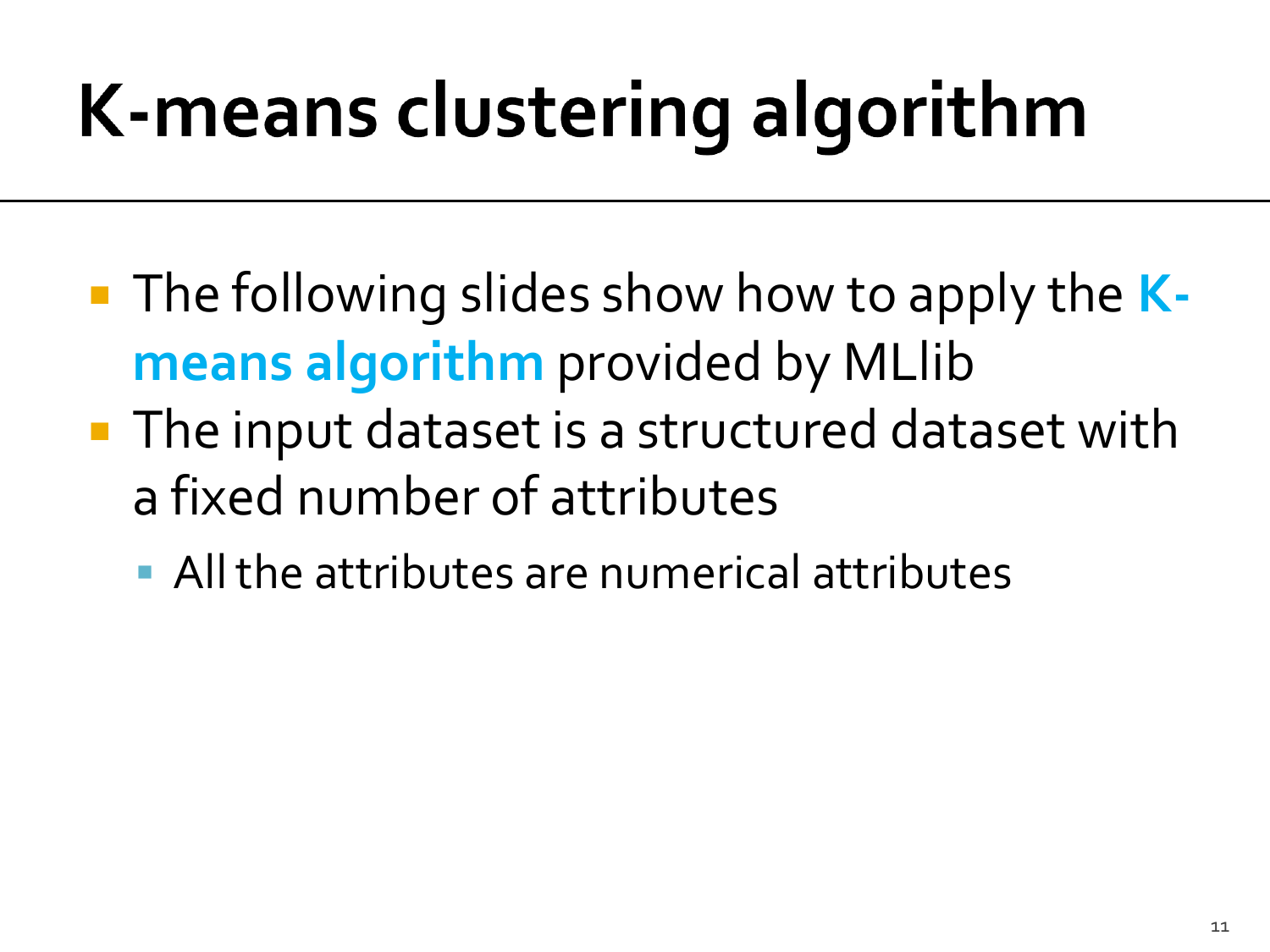# K-means clustering algorithm

- The following slides show how to apply the **K-means algorithm** provided by MLlib
- The input dataset is a structured dataset with a fixed number of attributes
  - All the attributes are numerical attributes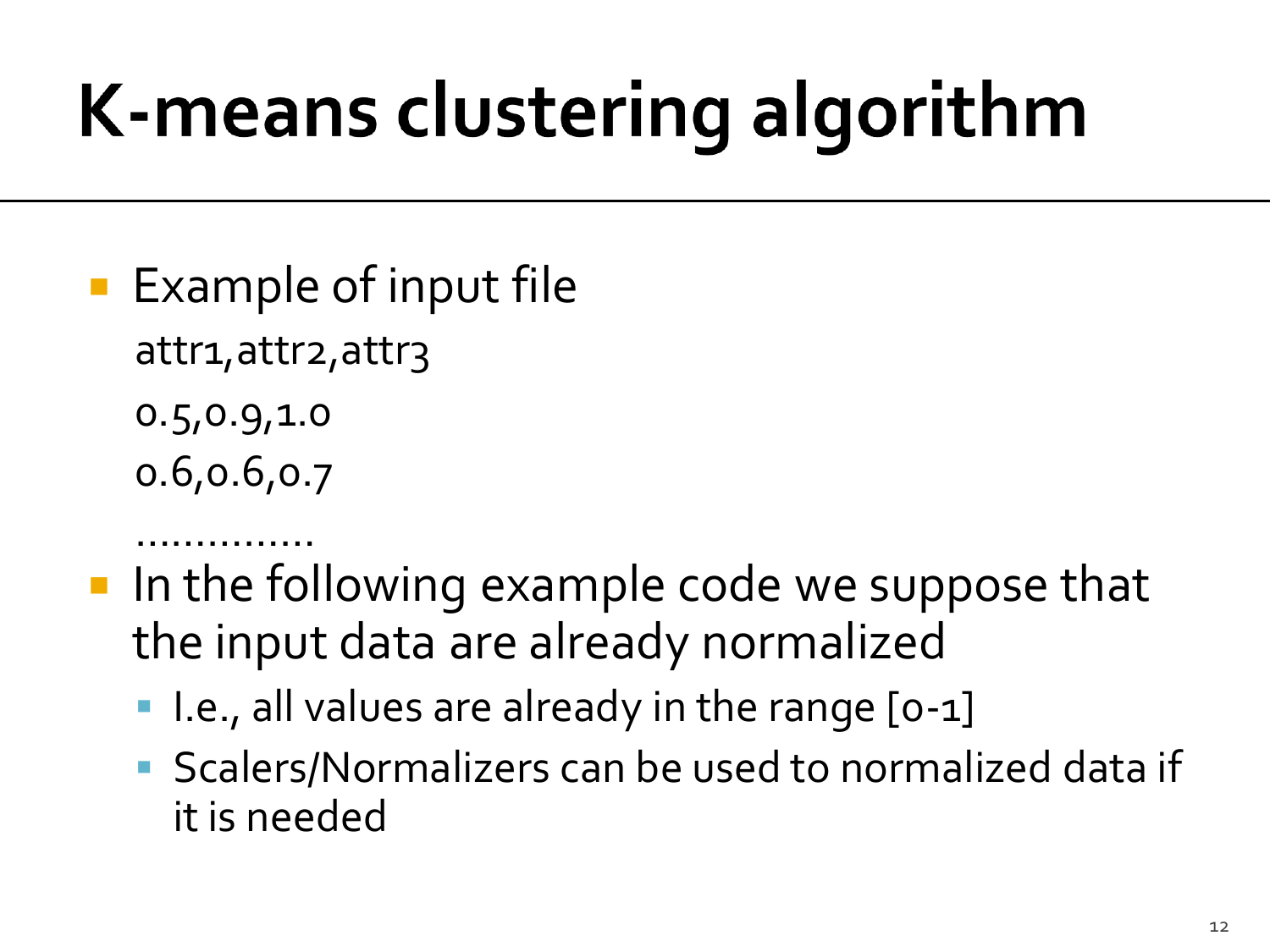# K-means clustering algorithm

- Example of input file

```
attr1,attr2,attr3
0.5,0.9,1.0
0.6,0.6,0.7
...............
```

- In the following example code we suppose that the input data are already normalized
  - I.e., all values are already in the range [0-1]
  - Scalers/Normalizers can be used to normalized data if it is needed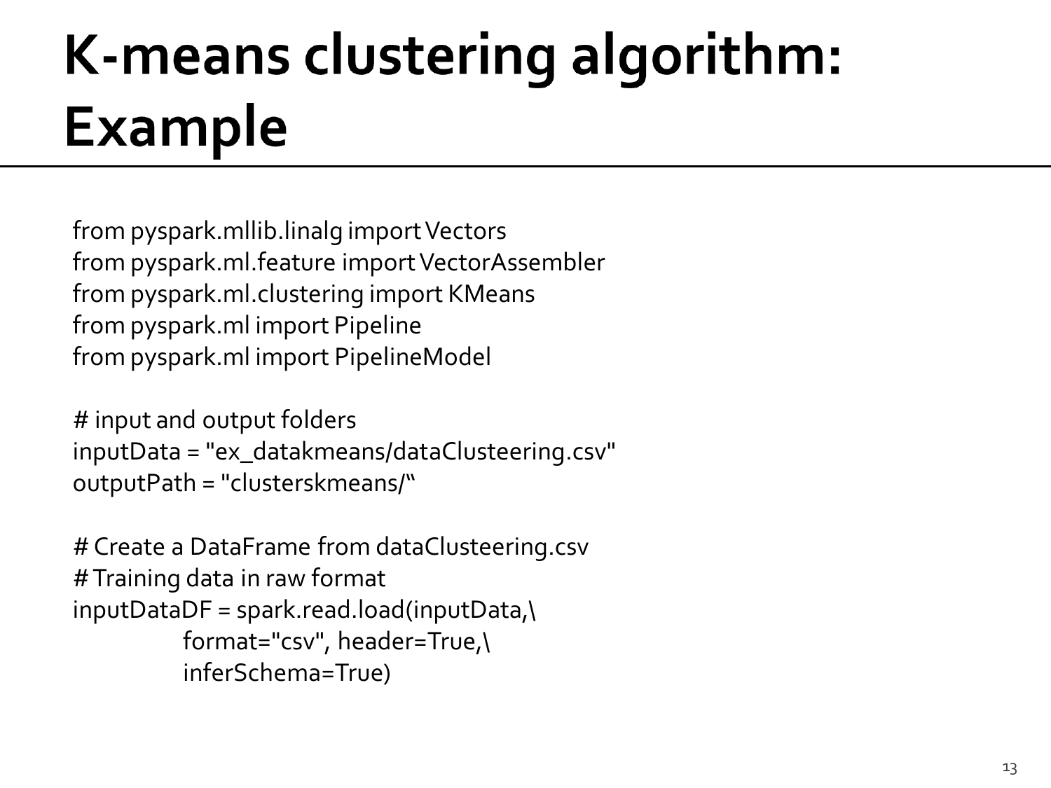# K-means clustering algorithm: Example

```
from pyspark.mllib.linalg import Vectors
from pyspark.ml.feature import VectorAssembler
from pyspark.ml.clustering import KMeans
from pyspark.ml import Pipeline
from pyspark.ml import PipelineModel

# input and output folders
inputData = "ex_datakmeans/dataClusteering.csv"
outputPath = "clusterskmeans/"

# Create a DataFrame from dataClusteering.csv
# Training data in raw format
inputDataDF = spark.read.load(inputData,\
            format="csv", header=True,\
            inferSchema=True)
```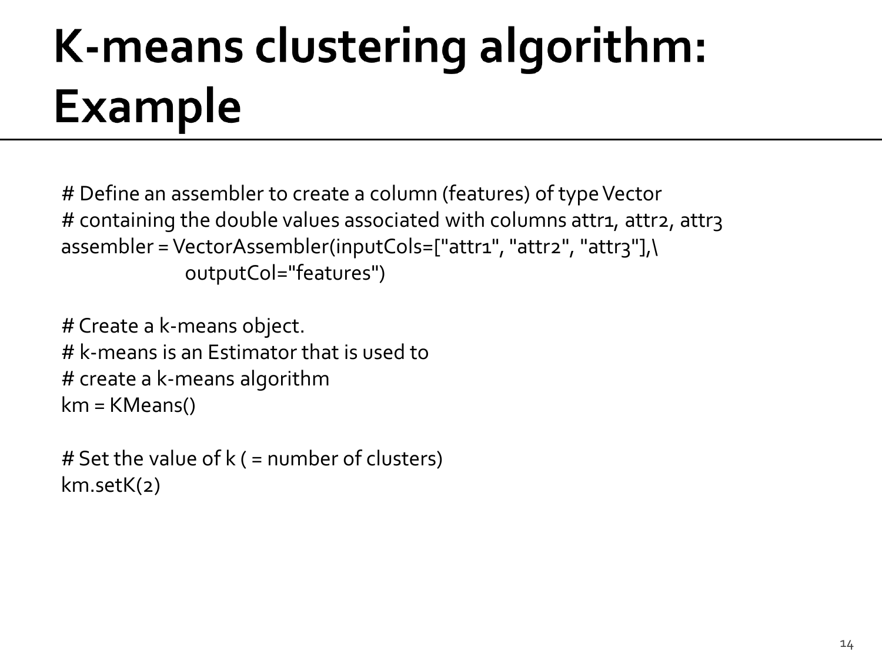# K-means clustering algorithm: Example

```
# Define an assembler to create a column (features) of type Vector
# containing the double values associated with columns attr1, attr2, attr3
assembler = VectorAssembler(inputCols=["attr1", "attr2", "attr3"],\
                outputCol="features")

# Create a k-means object.
# k-means is an Estimator that is used to
# create a k-means algorithm
km = KMeans()

# Set the value of k ( = number of clusters)
km.setK(2)
```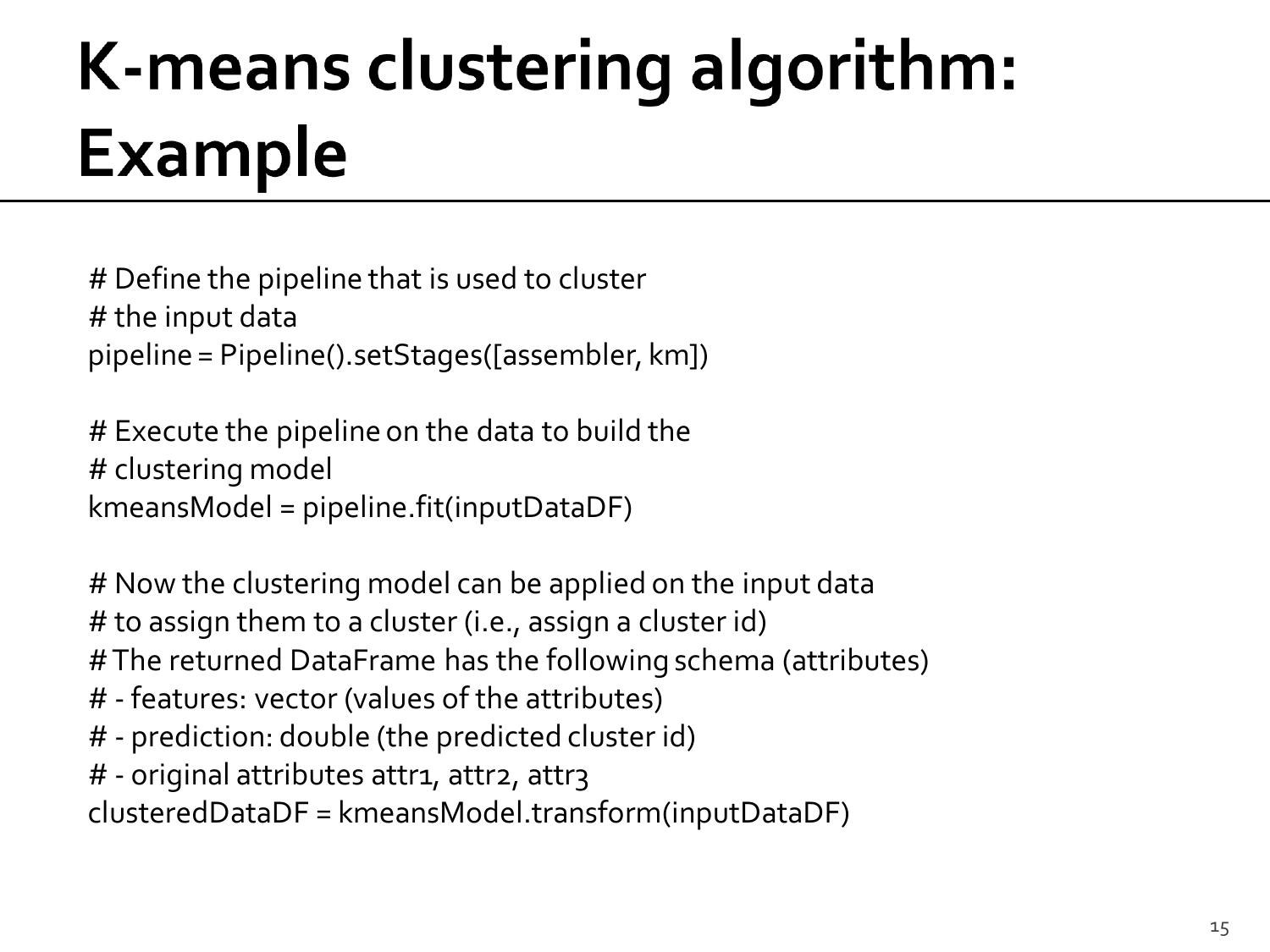# K-means clustering algorithm: Example

```
# Define the pipeline that is used to cluster
# the input data
pipeline = Pipeline().setStages([assembler, km])

# Execute the pipeline on the data to build the
# clustering model
kmeansModel = pipeline.fit(inputDataDF)

# Now the clustering model can be applied on the input data
# to assign them to a cluster (i.e., assign a cluster id)
# The returned DataFrame has the following schema (attributes)
# - features: vector (values of the attributes)
# - prediction: double (the predicted cluster id)
# - original attributes attr1, attr2, attr3
clusteredDataDF = kmeansModel.transform(inputDataDF)
```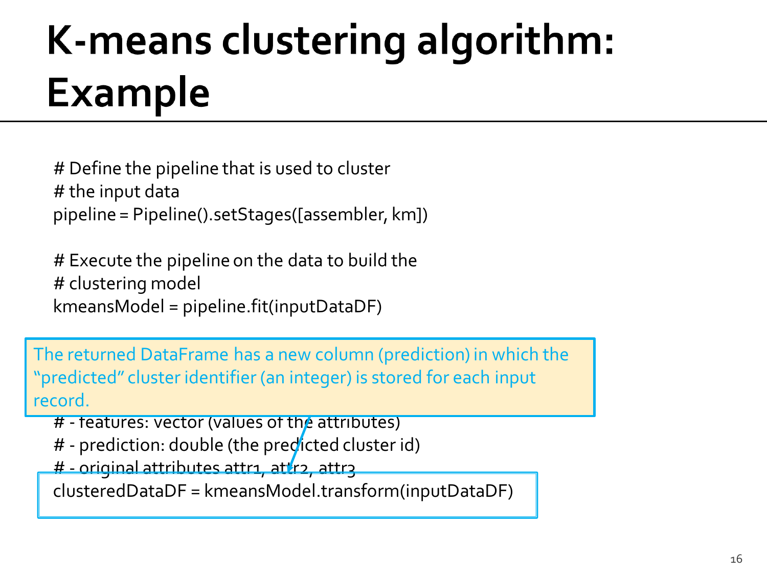# K-means clustering algorithm: Example

```
# Define the pipeline that is used to cluster
# the input data
pipeline = Pipeline().setStages([assembler, km])

# Execute the pipeline on the data to build the
# clustering model
kmeansModel = pipeline.fit(inputDataDF)
```

The returned DataFrame has a new column (prediction) in which the "predicted" cluster identifier (an integer) is stored for each input record.

```
# - features: vector (values of the attributes)
# - prediction: double (the predicted cluster id)
# - original attributes attr1, attr2, attr3
clusteredDataDF = kmeansModel.transform(inputDataDF)
```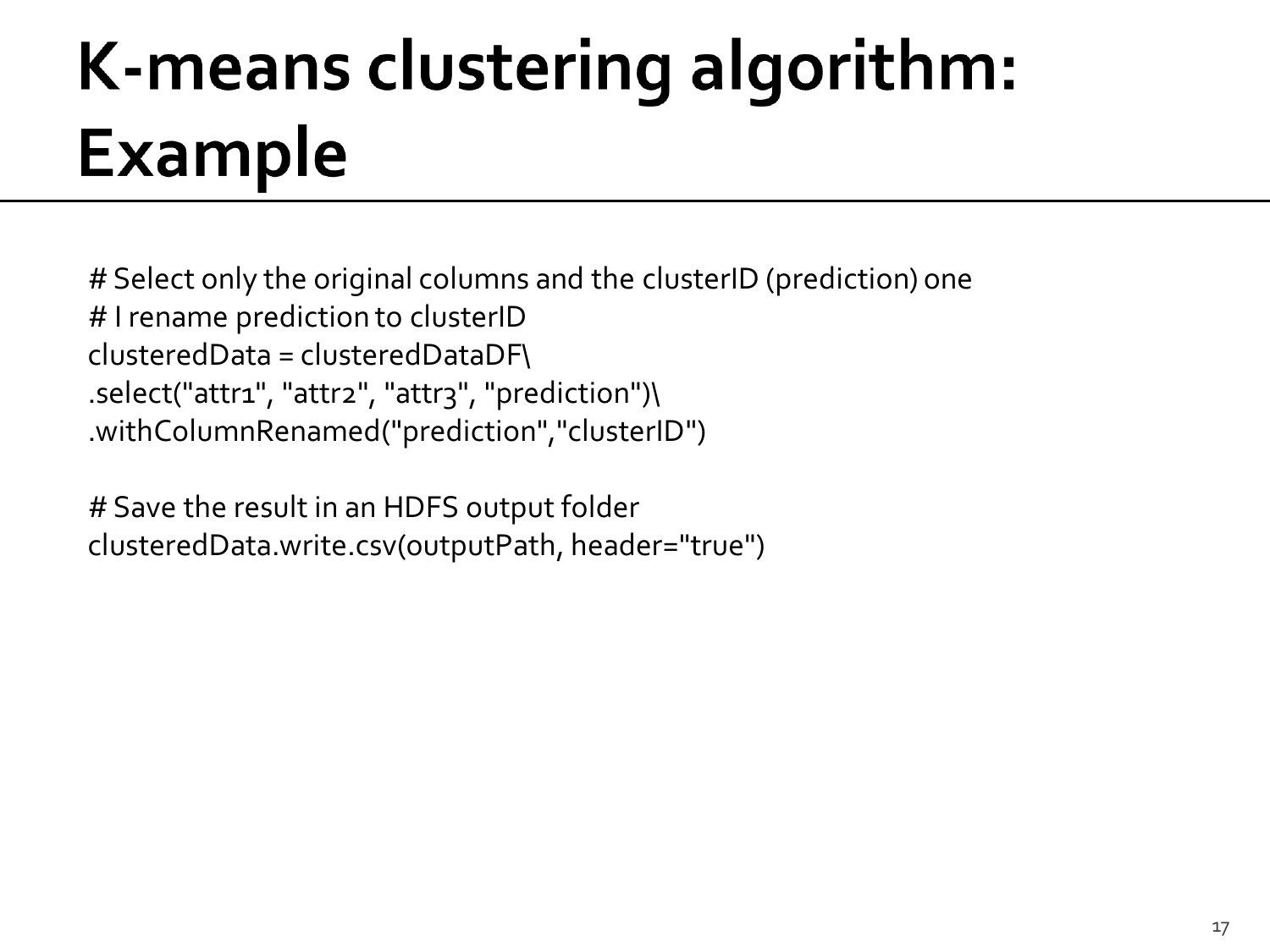# K-means clustering algorithm: Example

```
# Select only the original columns and the clusterID (prediction) one
# I rename prediction to clusterID
clusteredData = clusteredDataDF\
.select("attr1", "attr2", "attr3", "prediction")\
.withColumnRenamed("prediction","clusterID")

# Save the result in an HDFS output folder
clusteredData.write.csv(outputPath, header="true")
```